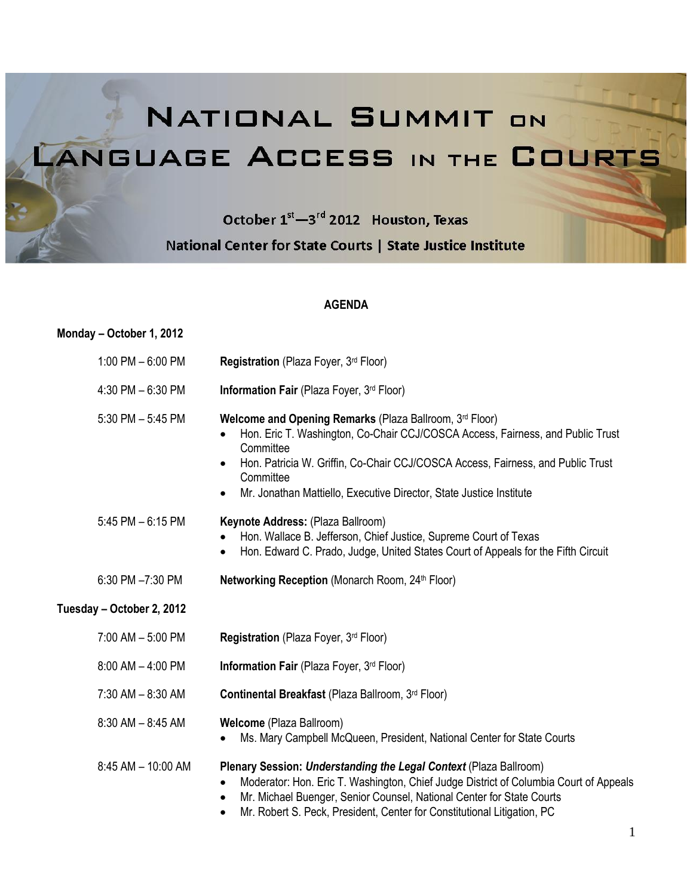# National Summit on Language Access in the Courts

October 1st—3rd 2012 Houston, Texas

National Center for State Courts | State Justice Institute

## AGENDA

### Monday – October 1, 2012

1:00 PM – 6:00 PM **Registration** (Plaza Foyer, 3rd Floor)

4:30 PM – 6:30 PM **Information Fair** (Plaza Foyer, 3rd Floor)

5:30 PM – 5:45 PM **Welcome and Opening Remarks** (Plaza Ballroom, 3rd Floor)
- Hon. Eric T. Washington, Co-Chair CCJ/COSCA Access, Fairness, and Public Trust Committee
- Hon. Patricia W. Griffin, Co-Chair CCJ/COSCA Access, Fairness, and Public Trust Committee
- Mr. Jonathan Mattiello, Executive Director, State Justice Institute

5:45 PM – 6:15 PM **Keynote Address:** (Plaza Ballroom)
- Hon. Wallace B. Jefferson, Chief Justice, Supreme Court of Texas
- Hon. Edward C. Prado, Judge, United States Court of Appeals for the Fifth Circuit

6:30 PM –7:30 PM **Networking Reception** (Monarch Room, 24th Floor)

### Tuesday – October 2, 2012

7:00 AM – 5:00 PM **Registration** (Plaza Foyer, 3rd Floor)

8:00 AM – 4:00 PM **Information Fair** (Plaza Foyer, 3rd Floor)

7:30 AM – 8:30 AM **Continental Breakfast** (Plaza Ballroom, 3rd Floor)

8:30 AM – 8:45 AM **Welcome** (Plaza Ballroom)
- Ms. Mary Campbell McQueen, President, National Center for State Courts

8:45 AM – 10:00 AM **Plenary Session: *Understanding the Legal Context*** (Plaza Ballroom)
- Moderator: Hon. Eric T. Washington, Chief Judge District of Columbia Court of Appeals
- Mr. Michael Buenger, Senior Counsel, National Center for State Courts
- Mr. Robert S. Peck, President, Center for Constitutional Litigation, PC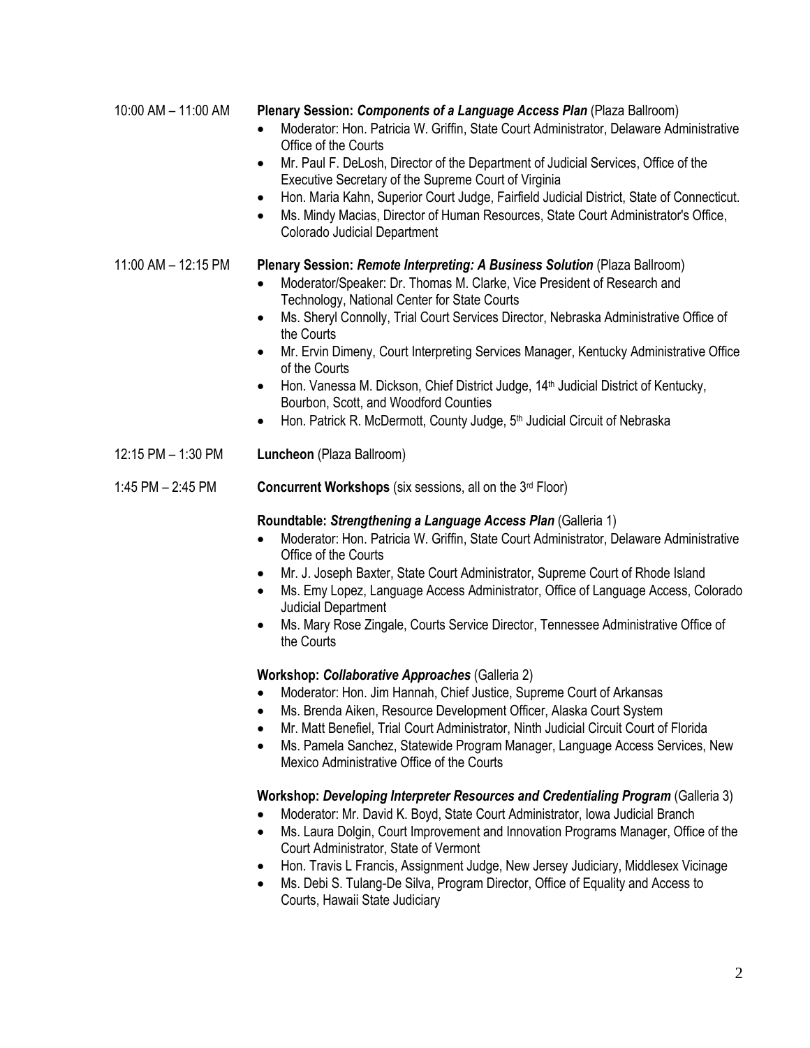10:00 AM – 11:00 AM **Plenary Session: *Components of a Language Access Plan*** (Plaza Ballroom)

- Moderator: Hon. Patricia W. Griffin, State Court Administrator, Delaware Administrative Office of the Courts
- Mr. Paul F. DeLosh, Director of the Department of Judicial Services, Office of the Executive Secretary of the Supreme Court of Virginia
- Hon. Maria Kahn, Superior Court Judge, Fairfield Judicial District, State of Connecticut.
- Ms. Mindy Macias, Director of Human Resources, State Court Administrator's Office, Colorado Judicial Department

11:00 AM – 12:15 PM **Plenary Session: *Remote Interpreting: A Business Solution*** (Plaza Ballroom)

- Moderator/Speaker: Dr. Thomas M. Clarke, Vice President of Research and Technology, National Center for State Courts
- Ms. Sheryl Connolly, Trial Court Services Director, Nebraska Administrative Office of the Courts
- Mr. Ervin Dimeny, Court Interpreting Services Manager, Kentucky Administrative Office of the Courts
- Hon. Vanessa M. Dickson, Chief District Judge, 14th Judicial District of Kentucky, Bourbon, Scott, and Woodford Counties
- Hon. Patrick R. McDermott, County Judge, 5th Judicial Circuit of Nebraska

12:15 PM – 1:30 PM **Luncheon** (Plaza Ballroom)

1:45 PM – 2:45 PM **Concurrent Workshops** (six sessions, all on the 3rd Floor)

**Roundtable: *Strengthening a Language Access Plan*** (Galleria 1)

- Moderator: Hon. Patricia W. Griffin, State Court Administrator, Delaware Administrative Office of the Courts
- Mr. J. Joseph Baxter, State Court Administrator, Supreme Court of Rhode Island
- Ms. Emy Lopez, Language Access Administrator, Office of Language Access, Colorado Judicial Department
- Ms. Mary Rose Zingale, Courts Service Director, Tennessee Administrative Office of the Courts

**Workshop: *Collaborative Approaches*** (Galleria 2)

- Moderator: Hon. Jim Hannah, Chief Justice, Supreme Court of Arkansas
- Ms. Brenda Aiken, Resource Development Officer, Alaska Court System
- Mr. Matt Benefiel, Trial Court Administrator, Ninth Judicial Circuit Court of Florida
- Ms. Pamela Sanchez, Statewide Program Manager, Language Access Services, New Mexico Administrative Office of the Courts

**Workshop: *Developing Interpreter Resources and Credentialing Program*** (Galleria 3)

- Moderator: Mr. David K. Boyd, State Court Administrator, Iowa Judicial Branch
- Ms. Laura Dolgin, Court Improvement and Innovation Programs Manager, Office of the Court Administrator, State of Vermont
- Hon. Travis L Francis, Assignment Judge, New Jersey Judiciary, Middlesex Vicinage
- Ms. Debi S. Tulang-De Silva, Program Director, Office of Equality and Access to Courts, Hawaii State Judiciary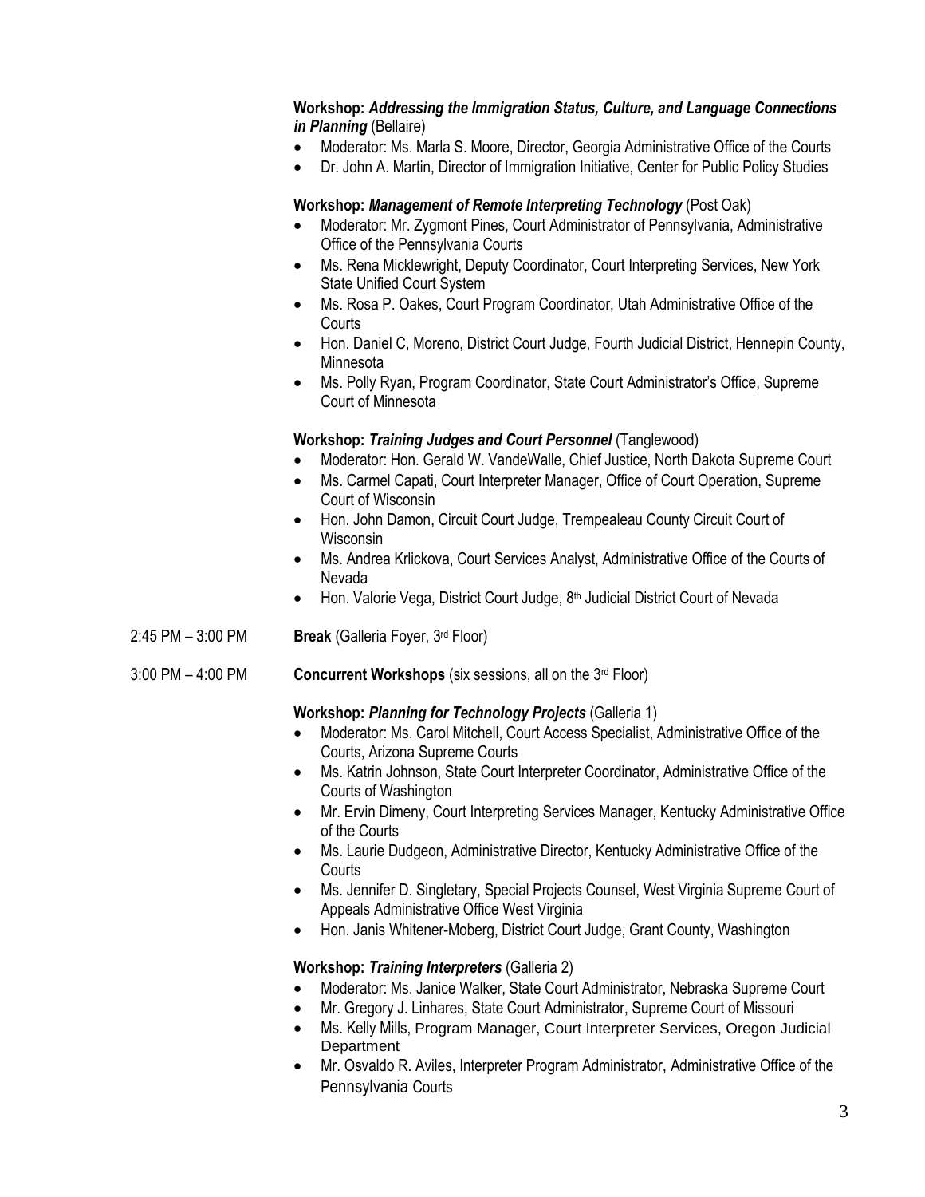**Workshop:** ***Addressing the Immigration Status, Culture, and Language Connections in Planning*** (Bellaire)

- Moderator: Ms. Marla S. Moore, Director, Georgia Administrative Office of the Courts
- Dr. John A. Martin, Director of Immigration Initiative, Center for Public Policy Studies

**Workshop:** ***Management of Remote Interpreting Technology*** (Post Oak)

- Moderator: Mr. Zygmont Pines, Court Administrator of Pennsylvania, Administrative Office of the Pennsylvania Courts
- Ms. Rena Micklewright, Deputy Coordinator, Court Interpreting Services, New York State Unified Court System
- Ms. Rosa P. Oakes, Court Program Coordinator, Utah Administrative Office of the Courts
- Hon. Daniel C, Moreno, District Court Judge, Fourth Judicial District, Hennepin County, Minnesota
- Ms. Polly Ryan, Program Coordinator, State Court Administrator's Office, Supreme Court of Minnesota

**Workshop:** ***Training Judges and Court Personnel*** (Tanglewood)

- Moderator: Hon. Gerald W. VandeWalle, Chief Justice, North Dakota Supreme Court
- Ms. Carmel Capati, Court Interpreter Manager, Office of Court Operation, Supreme Court of Wisconsin
- Hon. John Damon, Circuit Court Judge, Trempealeau County Circuit Court of Wisconsin
- Ms. Andrea Krlickova, Court Services Analyst, Administrative Office of the Courts of Nevada
- Hon. Valorie Vega, District Court Judge, 8th Judicial District Court of Nevada

2:45 PM – 3:00 PM **Break** (Galleria Foyer, 3rd Floor)

3:00 PM – 4:00 PM **Concurrent Workshops** (six sessions, all on the 3rd Floor)

**Workshop:** ***Planning for Technology Projects*** (Galleria 1)

- Moderator: Ms. Carol Mitchell, Court Access Specialist, Administrative Office of the Courts, Arizona Supreme Courts
- Ms. Katrin Johnson, State Court Interpreter Coordinator, Administrative Office of the Courts of Washington
- Mr. Ervin Dimeny, Court Interpreting Services Manager, Kentucky Administrative Office of the Courts
- Ms. Laurie Dudgeon, Administrative Director, Kentucky Administrative Office of the Courts
- Ms. Jennifer D. Singletary, Special Projects Counsel, West Virginia Supreme Court of Appeals Administrative Office West Virginia
- Hon. Janis Whitener-Moberg, District Court Judge, Grant County, Washington

**Workshop:** ***Training Interpreters*** (Galleria 2)

- Moderator: Ms. Janice Walker, State Court Administrator, Nebraska Supreme Court
- Mr. Gregory J. Linhares, State Court Administrator, Supreme Court of Missouri
- Ms. Kelly Mills, Program Manager, Court Interpreter Services, Oregon Judicial Department
- Mr. Osvaldo R. Aviles, Interpreter Program Administrator, Administrative Office of the Pennsylvania Courts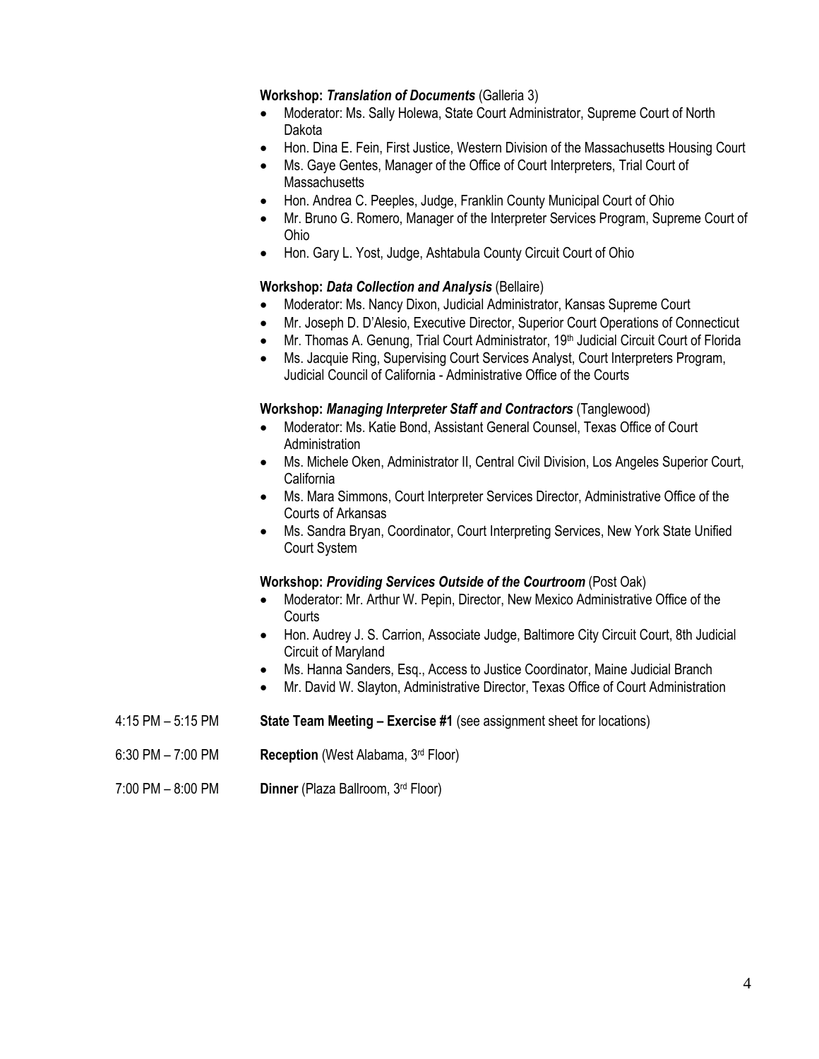**Workshop:** ***Translation of Documents*** (Galleria 3)

- Moderator: Ms. Sally Holewa, State Court Administrator, Supreme Court of North Dakota
- Hon. Dina E. Fein, First Justice, Western Division of the Massachusetts Housing Court
- Ms. Gaye Gentes, Manager of the Office of Court Interpreters, Trial Court of Massachusetts
- Hon. Andrea C. Peeples, Judge, Franklin County Municipal Court of Ohio
- Mr. Bruno G. Romero, Manager of the Interpreter Services Program, Supreme Court of Ohio
- Hon. Gary L. Yost, Judge, Ashtabula County Circuit Court of Ohio

**Workshop:** ***Data Collection and Analysis*** (Bellaire)

- Moderator: Ms. Nancy Dixon, Judicial Administrator, Kansas Supreme Court
- Mr. Joseph D. D'Alesio, Executive Director, Superior Court Operations of Connecticut
- Mr. Thomas A. Genung, Trial Court Administrator, 19th Judicial Circuit Court of Florida
- Ms. Jacquie Ring, Supervising Court Services Analyst, Court Interpreters Program, Judicial Council of California - Administrative Office of the Courts

**Workshop:** ***Managing Interpreter Staff and Contractors*** (Tanglewood)

- Moderator: Ms. Katie Bond, Assistant General Counsel, Texas Office of Court Administration
- Ms. Michele Oken, Administrator II, Central Civil Division, Los Angeles Superior Court, California
- Ms. Mara Simmons, Court Interpreter Services Director, Administrative Office of the Courts of Arkansas
- Ms. Sandra Bryan, Coordinator, Court Interpreting Services, New York State Unified Court System

**Workshop:** ***Providing Services Outside of the Courtroom*** (Post Oak)

- Moderator: Mr. Arthur W. Pepin, Director, New Mexico Administrative Office of the Courts
- Hon. Audrey J. S. Carrion, Associate Judge, Baltimore City Circuit Court, 8th Judicial Circuit of Maryland
- Ms. Hanna Sanders, Esq., Access to Justice Coordinator, Maine Judicial Branch
- Mr. David W. Slayton, Administrative Director, Texas Office of Court Administration

4:15 PM – 5:15 PM **State Team Meeting – Exercise #1** (see assignment sheet for locations)

6:30 PM – 7:00 PM **Reception** (West Alabama, 3rd Floor)

7:00 PM – 8:00 PM **Dinner** (Plaza Ballroom, 3rd Floor)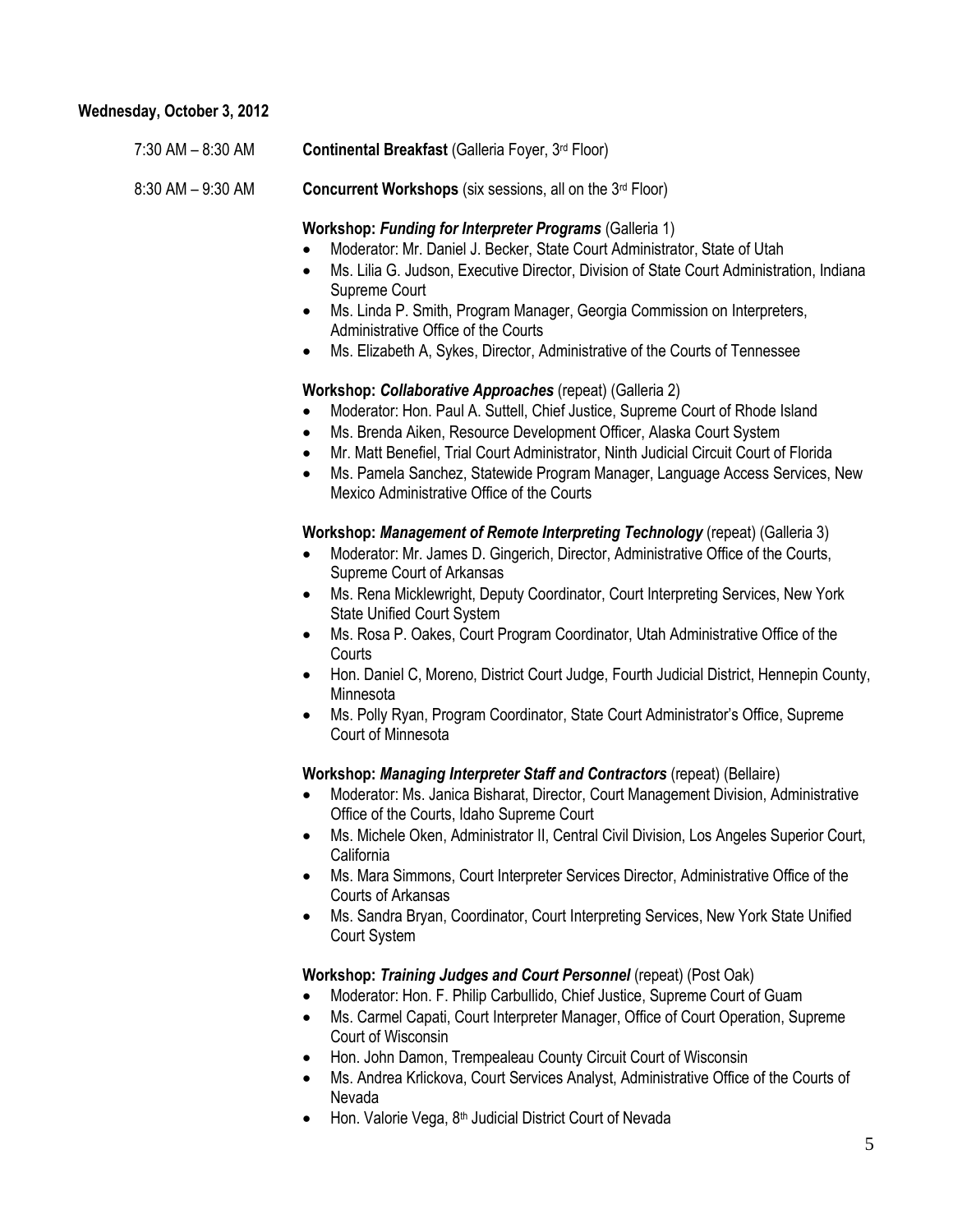**Wednesday, October 3, 2012**

7:30 AM – 8:30 AM **Continental Breakfast** (Galleria Foyer, 3rd Floor)

8:30 AM – 9:30 AM **Concurrent Workshops** (six sessions, all on the 3rd Floor)

**Workshop: *Funding for Interpreter Programs*** (Galleria 1)

- Moderator: Mr. Daniel J. Becker, State Court Administrator, State of Utah
- Ms. Lilia G. Judson, Executive Director, Division of State Court Administration, Indiana Supreme Court
- Ms. Linda P. Smith, Program Manager, Georgia Commission on Interpreters, Administrative Office of the Courts
- Ms. Elizabeth A, Sykes, Director, Administrative of the Courts of Tennessee

**Workshop: *Collaborative Approaches*** (repeat) (Galleria 2)

- Moderator: Hon. Paul A. Suttell, Chief Justice, Supreme Court of Rhode Island
- Ms. Brenda Aiken, Resource Development Officer, Alaska Court System
- Mr. Matt Benefiel, Trial Court Administrator, Ninth Judicial Circuit Court of Florida
- Ms. Pamela Sanchez, Statewide Program Manager, Language Access Services, New Mexico Administrative Office of the Courts

**Workshop: *Management of Remote Interpreting Technology*** (repeat) (Galleria 3)

- Moderator: Mr. James D. Gingerich, Director, Administrative Office of the Courts, Supreme Court of Arkansas
- Ms. Rena Micklewright, Deputy Coordinator, Court Interpreting Services, New York State Unified Court System
- Ms. Rosa P. Oakes, Court Program Coordinator, Utah Administrative Office of the Courts
- Hon. Daniel C, Moreno, District Court Judge, Fourth Judicial District, Hennepin County, Minnesota
- Ms. Polly Ryan, Program Coordinator, State Court Administrator's Office, Supreme Court of Minnesota

**Workshop: *Managing Interpreter Staff and Contractors*** (repeat) (Bellaire)

- Moderator: Ms. Janica Bisharat, Director, Court Management Division, Administrative Office of the Courts, Idaho Supreme Court
- Ms. Michele Oken, Administrator II, Central Civil Division, Los Angeles Superior Court, California
- Ms. Mara Simmons, Court Interpreter Services Director, Administrative Office of the Courts of Arkansas
- Ms. Sandra Bryan, Coordinator, Court Interpreting Services, New York State Unified Court System

**Workshop: *Training Judges and Court Personnel*** (repeat) (Post Oak)

- Moderator: Hon. F. Philip Carbullido, Chief Justice, Supreme Court of Guam
- Ms. Carmel Capati, Court Interpreter Manager, Office of Court Operation, Supreme Court of Wisconsin
- Hon. John Damon, Trempealeau County Circuit Court of Wisconsin
- Ms. Andrea Krlickova, Court Services Analyst, Administrative Office of the Courts of Nevada
- Hon. Valorie Vega, 8th Judicial District Court of Nevada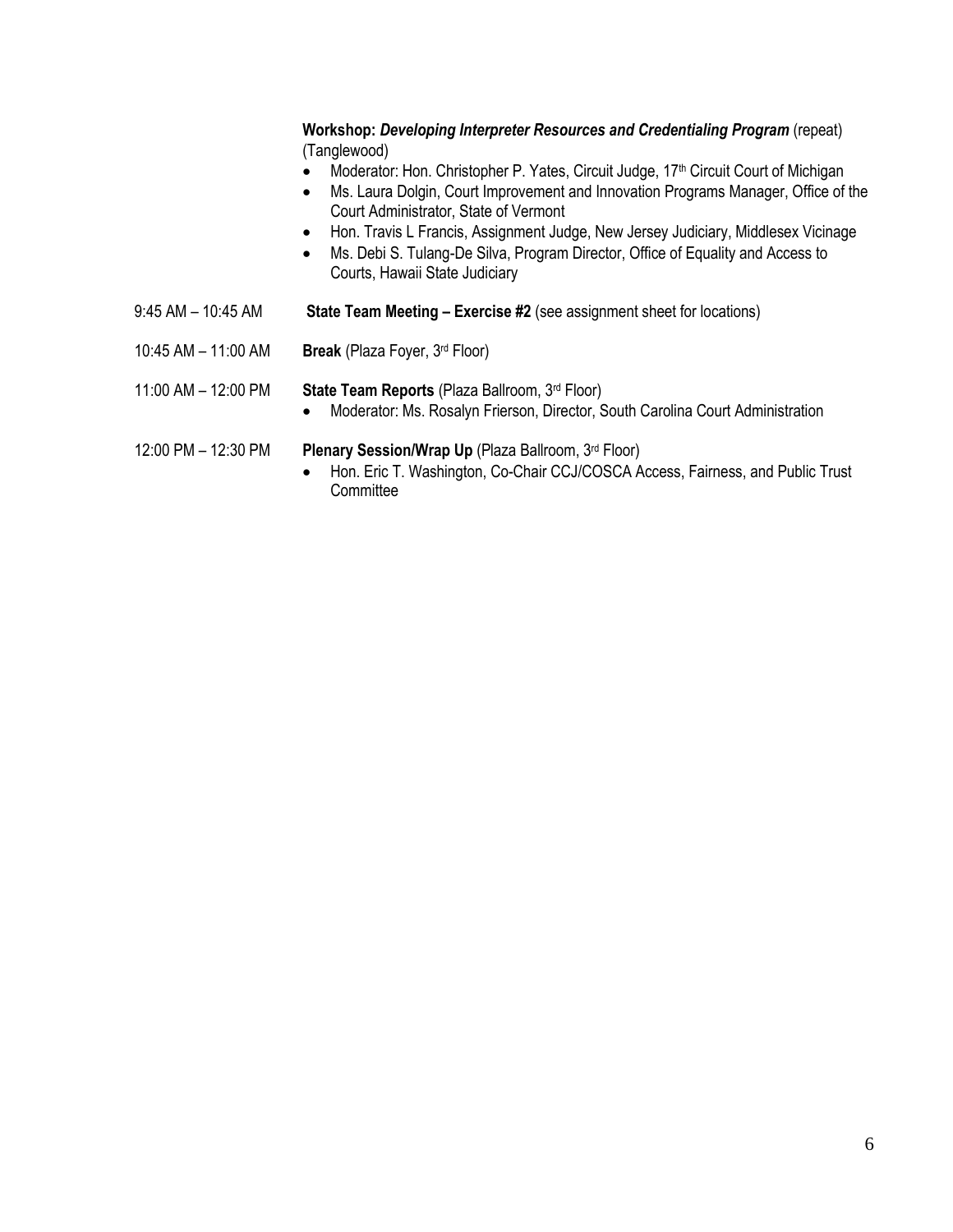**Workshop: *Developing Interpreter Resources and Credentialing Program*** (repeat) (Tanglewood)

- Moderator: Hon. Christopher P. Yates, Circuit Judge, 17th Circuit Court of Michigan
- Ms. Laura Dolgin, Court Improvement and Innovation Programs Manager, Office of the Court Administrator, State of Vermont
- Hon. Travis L Francis, Assignment Judge, New Jersey Judiciary, Middlesex Vicinage
- Ms. Debi S. Tulang-De Silva, Program Director, Office of Equality and Access to Courts, Hawaii State Judiciary

9:45 AM – 10:45 AM **State Team Meeting – Exercise #2** (see assignment sheet for locations)

10:45 AM – 11:00 AM **Break** (Plaza Foyer, 3rd Floor)

11:00 AM – 12:00 PM **State Team Reports** (Plaza Ballroom, 3rd Floor)

- Moderator: Ms. Rosalyn Frierson, Director, South Carolina Court Administration

12:00 PM – 12:30 PM **Plenary Session/Wrap Up** (Plaza Ballroom, 3rd Floor)

- Hon. Eric T. Washington, Co-Chair CCJ/COSCA Access, Fairness, and Public Trust Committee